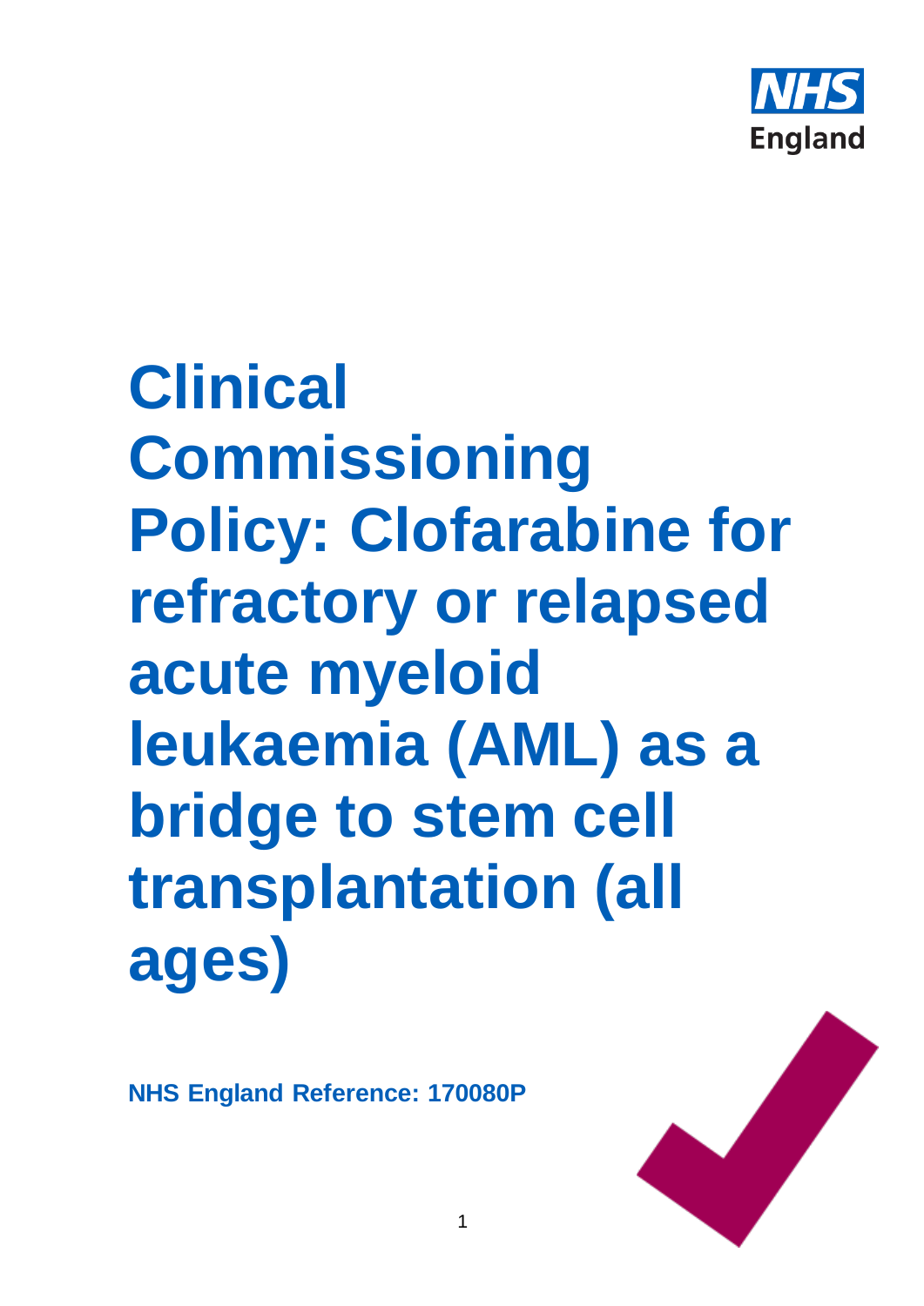# Clinical Commissioning Policy: Clofarabine for refractory or relapsed acute myeloid leukaemia (AML) as a bridge to stem cell transplantation (all ages)

**NHS England Reference: 170080P**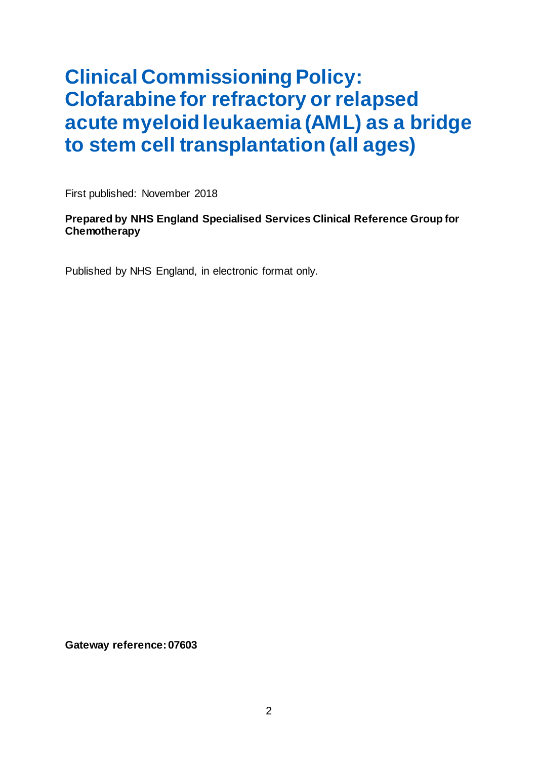# Clinical Commissioning Policy: Clofarabine for refractory or relapsed acute myeloid leukaemia (AML) as a bridge to stem cell transplantation (all ages)

First published: November 2018

**Prepared by NHS England Specialised Services Clinical Reference Group for Chemotherapy**

Published by NHS England, in electronic format only.

**Gateway reference: 07603**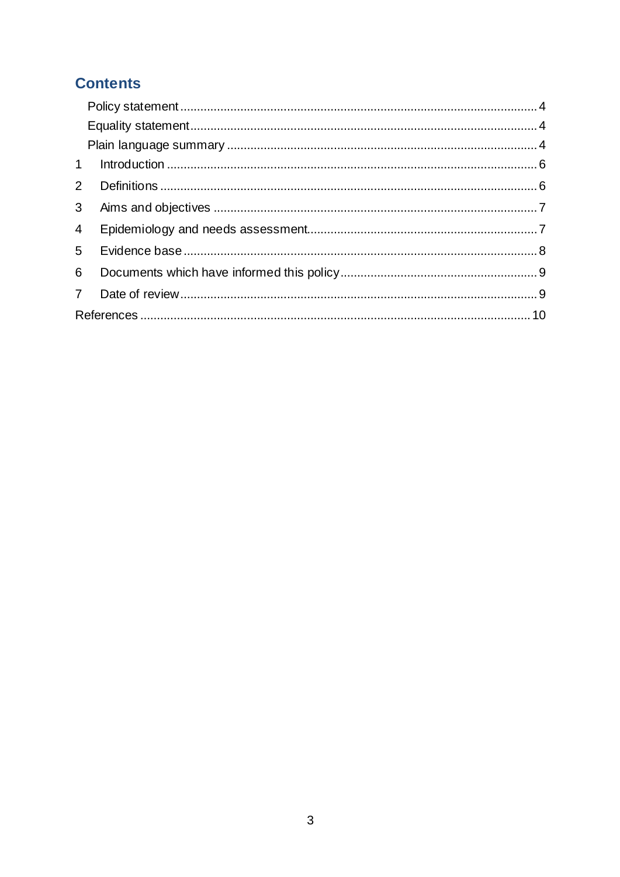## Contents

- Policy statement ..... 4
- Equality statement ..... 4
- Plain language summary ..... 4
- 1 Introduction ..... 6
- 2 Definitions ..... 6
- 3 Aims and objectives ..... 7
- 4 Epidemiology and needs assessment ..... 7
- 5 Evidence base ..... 8
- 6 Documents which have informed this policy ..... 9
- 7 Date of review ..... 9
- References ..... 10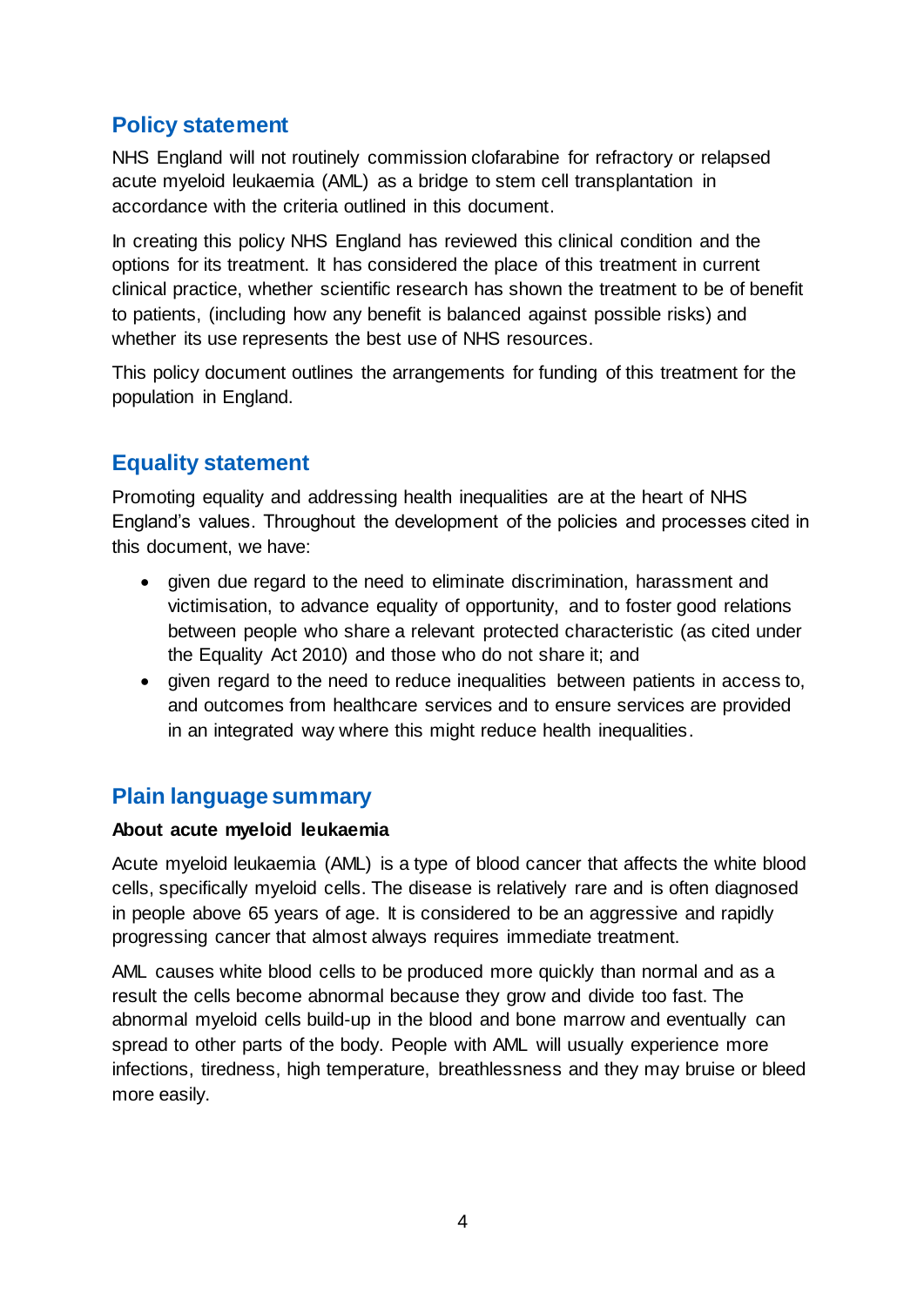## Policy statement

NHS England will not routinely commission clofarabine for refractory or relapsed acute myeloid leukaemia (AML) as a bridge to stem cell transplantation in accordance with the criteria outlined in this document.

In creating this policy NHS England has reviewed this clinical condition and the options for its treatment. It has considered the place of this treatment in current clinical practice, whether scientific research has shown the treatment to be of benefit to patients, (including how any benefit is balanced against possible risks) and whether its use represents the best use of NHS resources.

This policy document outlines the arrangements for funding of this treatment for the population in England.

## Equality statement

Promoting equality and addressing health inequalities are at the heart of NHS England's values. Throughout the development of the policies and processes cited in this document, we have:

- given due regard to the need to eliminate discrimination, harassment and victimisation, to advance equality of opportunity, and to foster good relations between people who share a relevant protected characteristic (as cited under the Equality Act 2010) and those who do not share it; and
- given regard to the need to reduce inequalities between patients in access to, and outcomes from healthcare services and to ensure services are provided in an integrated way where this might reduce health inequalities.

## Plain language summary

**About acute myeloid leukaemia**

Acute myeloid leukaemia (AML) is a type of blood cancer that affects the white blood cells, specifically myeloid cells. The disease is relatively rare and is often diagnosed in people above 65 years of age. It is considered to be an aggressive and rapidly progressing cancer that almost always requires immediate treatment.

AML causes white blood cells to be produced more quickly than normal and as a result the cells become abnormal because they grow and divide too fast. The abnormal myeloid cells build-up in the blood and bone marrow and eventually can spread to other parts of the body. People with AML will usually experience more infections, tiredness, high temperature, breathlessness and they may bruise or bleed more easily.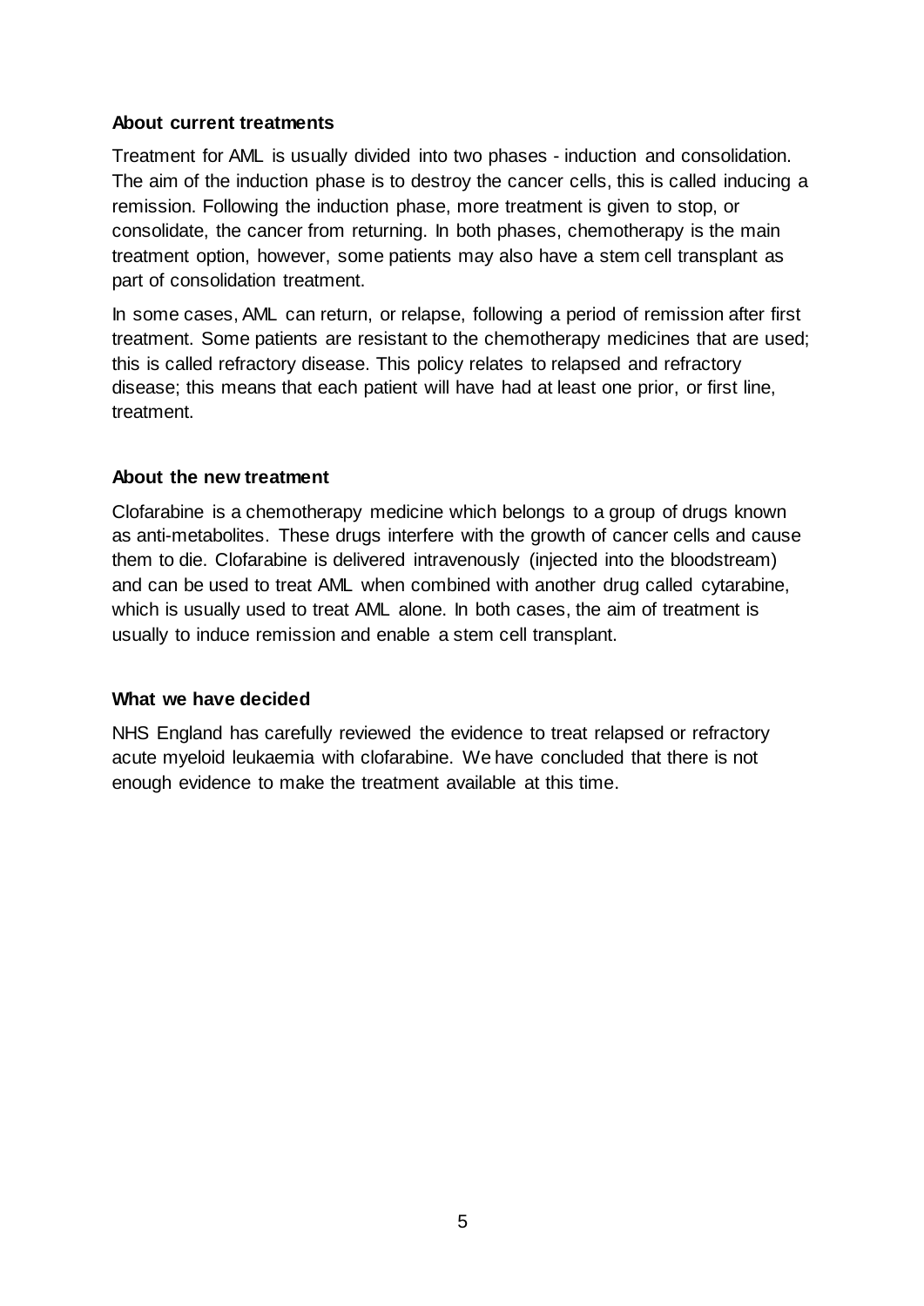### About current treatments

Treatment for AML is usually divided into two phases - induction and consolidation. The aim of the induction phase is to destroy the cancer cells, this is called inducing a remission. Following the induction phase, more treatment is given to stop, or consolidate, the cancer from returning. In both phases, chemotherapy is the main treatment option, however, some patients may also have a stem cell transplant as part of consolidation treatment.

In some cases, AML can return, or relapse, following a period of remission after first treatment. Some patients are resistant to the chemotherapy medicines that are used; this is called refractory disease. This policy relates to relapsed and refractory disease; this means that each patient will have had at least one prior, or first line, treatment.

### About the new treatment

Clofarabine is a chemotherapy medicine which belongs to a group of drugs known as anti-metabolites. These drugs interfere with the growth of cancer cells and cause them to die. Clofarabine is delivered intravenously (injected into the bloodstream) and can be used to treat AML when combined with another drug called cytarabine, which is usually used to treat AML alone. In both cases, the aim of treatment is usually to induce remission and enable a stem cell transplant.

### What we have decided

NHS England has carefully reviewed the evidence to treat relapsed or refractory acute myeloid leukaemia with clofarabine. We have concluded that there is not enough evidence to make the treatment available at this time.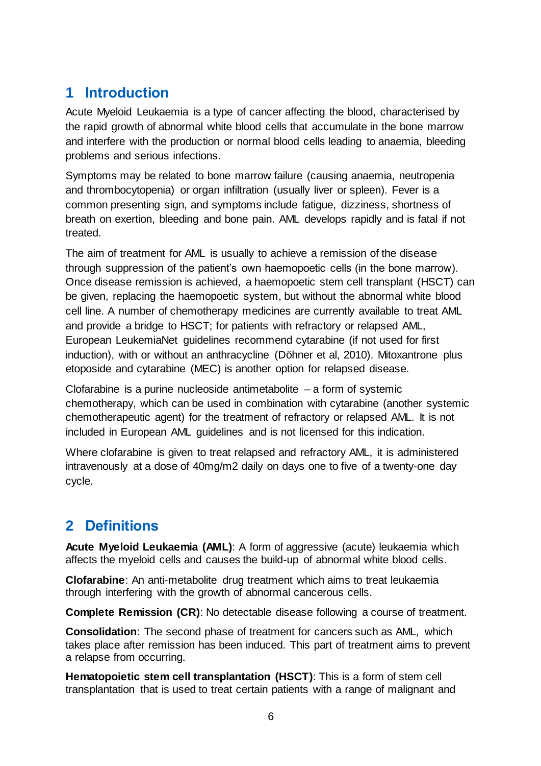# 1 Introduction

Acute Myeloid Leukaemia is a type of cancer affecting the blood, characterised by the rapid growth of abnormal white blood cells that accumulate in the bone marrow and interfere with the production or normal blood cells leading to anaemia, bleeding problems and serious infections.

Symptoms may be related to bone marrow failure (causing anaemia, neutropenia and thrombocytopenia) or organ infiltration (usually liver or spleen). Fever is a common presenting sign, and symptoms include fatigue, dizziness, shortness of breath on exertion, bleeding and bone pain. AML develops rapidly and is fatal if not treated.

The aim of treatment for AML is usually to achieve a remission of the disease through suppression of the patient's own haemopoetic cells (in the bone marrow). Once disease remission is achieved, a haemopoetic stem cell transplant (HSCT) can be given, replacing the haemopoetic system, but without the abnormal white blood cell line. A number of chemotherapy medicines are currently available to treat AML and provide a bridge to HSCT; for patients with refractory or relapsed AML, European LeukemiaNet guidelines recommend cytarabine (if not used for first induction), with or without an anthracycline (Döhner et al, 2010). Mitoxantrone plus etoposide and cytarabine (MEC) is another option for relapsed disease.

Clofarabine is a purine nucleoside antimetabolite – a form of systemic chemotherapy, which can be used in combination with cytarabine (another systemic chemotherapeutic agent) for the treatment of refractory or relapsed AML. It is not included in European AML guidelines and is not licensed for this indication.

Where clofarabine is given to treat relapsed and refractory AML, it is administered intravenously at a dose of 40mg/m2 daily on days one to five of a twenty-one day cycle.

# 2 Definitions

**Acute Myeloid Leukaemia (AML)**: A form of aggressive (acute) leukaemia which affects the myeloid cells and causes the build-up of abnormal white blood cells.

**Clofarabine**: An anti-metabolite drug treatment which aims to treat leukaemia through interfering with the growth of abnormal cancerous cells.

**Complete Remission (CR)**: No detectable disease following a course of treatment.

**Consolidation**: The second phase of treatment for cancers such as AML, which takes place after remission has been induced. This part of treatment aims to prevent a relapse from occurring.

**Hematopoietic stem cell transplantation (HSCT)**: This is a form of stem cell transplantation that is used to treat certain patients with a range of malignant and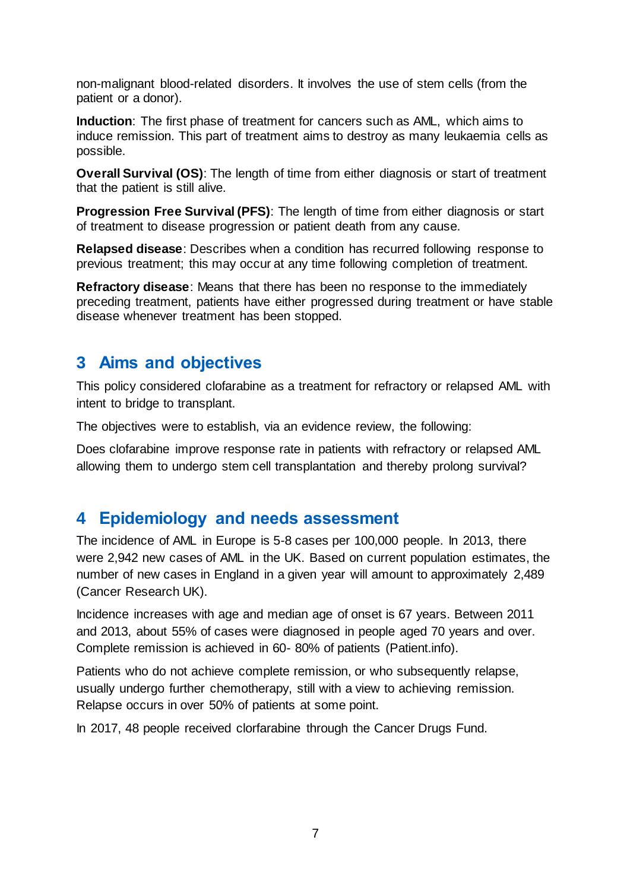non-malignant blood-related disorders. It involves the use of stem cells (from the patient or a donor).

**Induction**: The first phase of treatment for cancers such as AML, which aims to induce remission. This part of treatment aims to destroy as many leukaemia cells as possible.

**Overall Survival (OS)**: The length of time from either diagnosis or start of treatment that the patient is still alive.

**Progression Free Survival (PFS)**: The length of time from either diagnosis or start of treatment to disease progression or patient death from any cause.

**Relapsed disease**: Describes when a condition has recurred following response to previous treatment; this may occur at any time following completion of treatment.

**Refractory disease**: Means that there has been no response to the immediately preceding treatment, patients have either progressed during treatment or have stable disease whenever treatment has been stopped.

## 3 Aims and objectives

This policy considered clofarabine as a treatment for refractory or relapsed AML with intent to bridge to transplant.

The objectives were to establish, via an evidence review, the following:

Does clofarabine improve response rate in patients with refractory or relapsed AML allowing them to undergo stem cell transplantation and thereby prolong survival?

## 4 Epidemiology and needs assessment

The incidence of AML in Europe is 5-8 cases per 100,000 people. In 2013, there were 2,942 new cases of AML in the UK. Based on current population estimates, the number of new cases in England in a given year will amount to approximately 2,489 (Cancer Research UK).

Incidence increases with age and median age of onset is 67 years. Between 2011 and 2013, about 55% of cases were diagnosed in people aged 70 years and over. Complete remission is achieved in 60- 80% of patients (Patient.info).

Patients who do not achieve complete remission, or who subsequently relapse, usually undergo further chemotherapy, still with a view to achieving remission. Relapse occurs in over 50% of patients at some point.

In 2017, 48 people received clorfarabine through the Cancer Drugs Fund.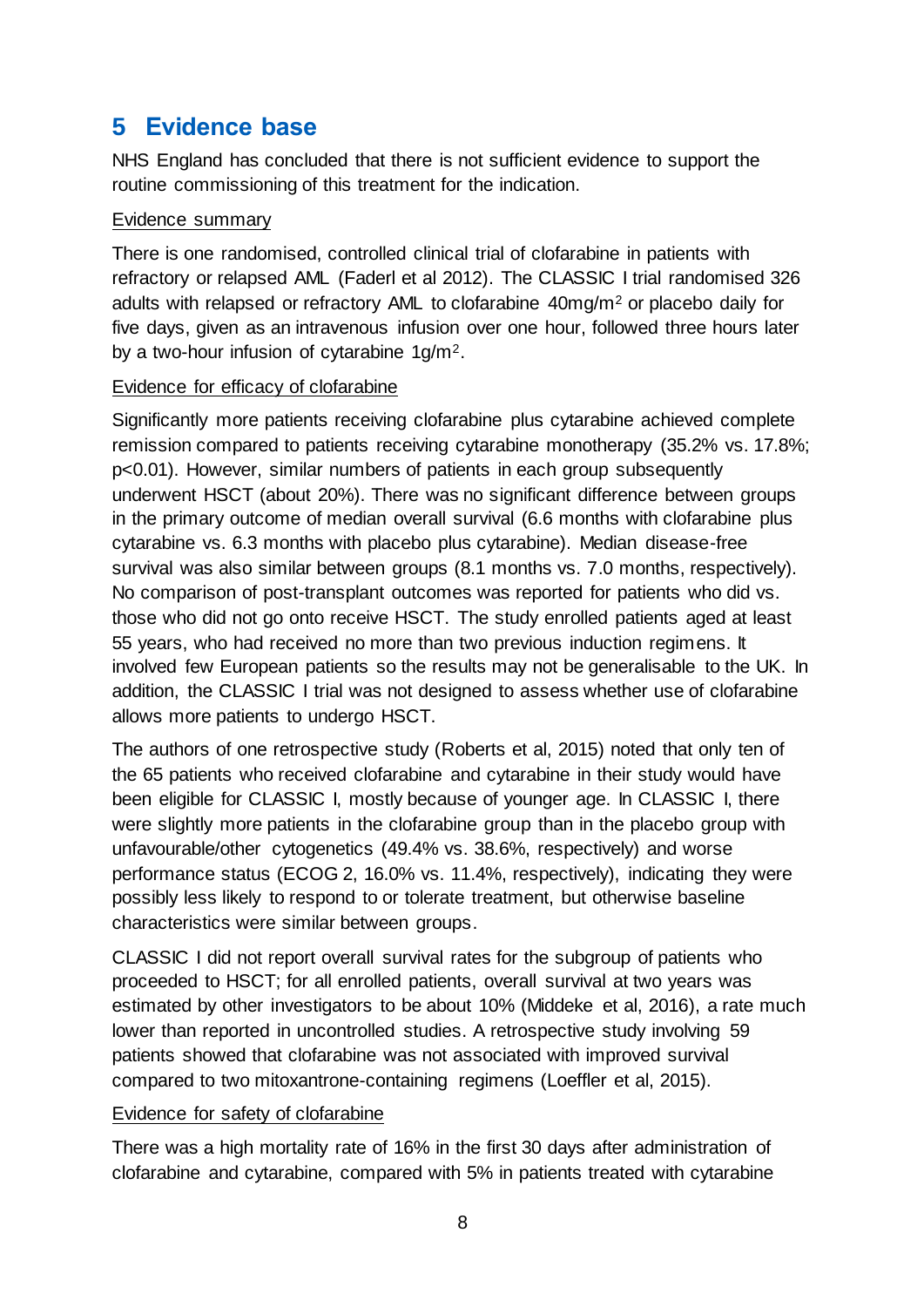## 5 Evidence base

NHS England has concluded that there is not sufficient evidence to support the routine commissioning of this treatment for the indication.

Evidence summary

There is one randomised, controlled clinical trial of clofarabine in patients with refractory or relapsed AML (Faderl et al 2012). The CLASSIC I trial randomised 326 adults with relapsed or refractory AML to clofarabine 40mg/m$^2$ or placebo daily for five days, given as an intravenous infusion over one hour, followed three hours later by a two-hour infusion of cytarabine 1g/m$^2$.

Evidence for efficacy of clofarabine

Significantly more patients receiving clofarabine plus cytarabine achieved complete remission compared to patients receiving cytarabine monotherapy (35.2% vs. 17.8%; $p<0.01$). However, similar numbers of patients in each group subsequently underwent HSCT (about 20%). There was no significant difference between groups in the primary outcome of median overall survival (6.6 months with clofarabine plus cytarabine vs. 6.3 months with placebo plus cytarabine). Median disease-free survival was also similar between groups (8.1 months vs. 7.0 months, respectively). No comparison of post-transplant outcomes was reported for patients who did vs. those who did not go onto receive HSCT. The study enrolled patients aged at least 55 years, who had received no more than two previous induction regimens. It involved few European patients so the results may not be generalisable to the UK. In addition, the CLASSIC I trial was not designed to assess whether use of clofarabine allows more patients to undergo HSCT.

The authors of one retrospective study (Roberts et al, 2015) noted that only ten of the 65 patients who received clofarabine and cytarabine in their study would have been eligible for CLASSIC I, mostly because of younger age. In CLASSIC I, there were slightly more patients in the clofarabine group than in the placebo group with unfavourable/other cytogenetics (49.4% vs. 38.6%, respectively) and worse performance status (ECOG 2, 16.0% vs. 11.4%, respectively), indicating they were possibly less likely to respond to or tolerate treatment, but otherwise baseline characteristics were similar between groups.

CLASSIC I did not report overall survival rates for the subgroup of patients who proceeded to HSCT; for all enrolled patients, overall survival at two years was estimated by other investigators to be about 10% (Middeke et al, 2016), a rate much lower than reported in uncontrolled studies. A retrospective study involving 59 patients showed that clofarabine was not associated with improved survival compared to two mitoxantrone-containing regimens (Loeffler et al, 2015).

Evidence for safety of clofarabine

There was a high mortality rate of 16% in the first 30 days after administration of clofarabine and cytarabine, compared with 5% in patients treated with cytarabine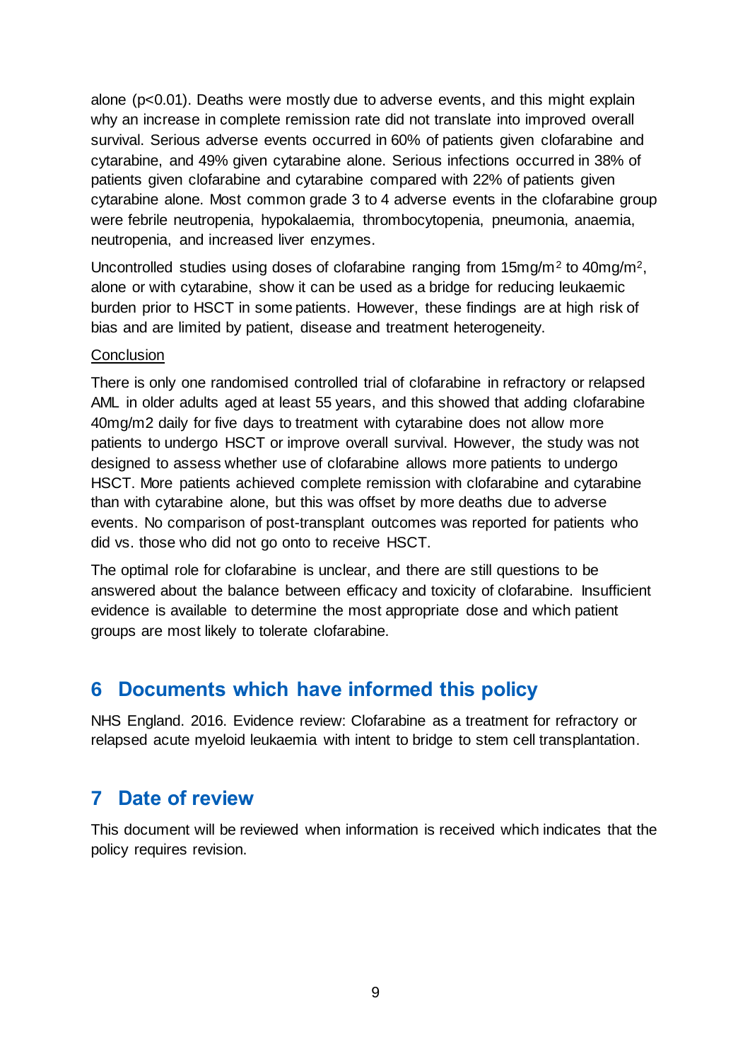alone ($p<0.01$). Deaths were mostly due to adverse events, and this might explain why an increase in complete remission rate did not translate into improved overall survival. Serious adverse events occurred in 60% of patients given clofarabine and cytarabine, and 49% given cytarabine alone. Serious infections occurred in 38% of patients given clofarabine and cytarabine compared with 22% of patients given cytarabine alone. Most common grade 3 to 4 adverse events in the clofarabine group were febrile neutropenia, hypokalaemia, thrombocytopenia, pneumonia, anaemia, neutropenia, and increased liver enzymes.

Uncontrolled studies using doses of clofarabine ranging from $15mg/m^2$ to $40mg/m^2$, alone or with cytarabine, show it can be used as a bridge for reducing leukaemic burden prior to HSCT in some patients. However, these findings are at high risk of bias and are limited by patient, disease and treatment heterogeneity.

Conclusion

There is only one randomised controlled trial of clofarabine in refractory or relapsed AML in older adults aged at least 55 years, and this showed that adding clofarabine 40mg/m2 daily for five days to treatment with cytarabine does not allow more patients to undergo HSCT or improve overall survival. However, the study was not designed to assess whether use of clofarabine allows more patients to undergo HSCT. More patients achieved complete remission with clofarabine and cytarabine than with cytarabine alone, but this was offset by more deaths due to adverse events. No comparison of post-transplant outcomes was reported for patients who did vs. those who did not go onto to receive HSCT.

The optimal role for clofarabine is unclear, and there are still questions to be answered about the balance between efficacy and toxicity of clofarabine. Insufficient evidence is available to determine the most appropriate dose and which patient groups are most likely to tolerate clofarabine.

## 6 Documents which have informed this policy

NHS England. 2016. Evidence review: Clofarabine as a treatment for refractory or relapsed acute myeloid leukaemia with intent to bridge to stem cell transplantation.

## 7 Date of review

This document will be reviewed when information is received which indicates that the policy requires revision.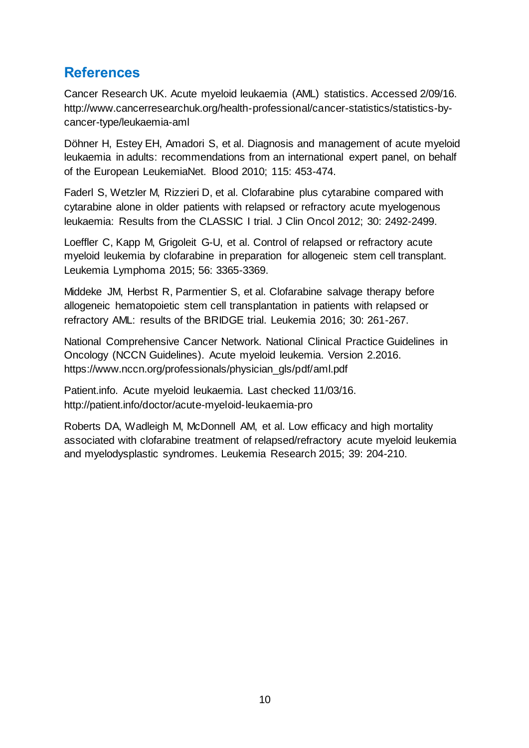## References

Cancer Research UK. Acute myeloid leukaemia (AML) statistics. Accessed 2/09/16. http://www.cancerresearchuk.org/health-professional/cancer-statistics/statistics-by-cancer-type/leukaemia-aml

Döhner H, Estey EH, Amadori S, et al. Diagnosis and management of acute myeloid leukaemia in adults: recommendations from an international expert panel, on behalf of the European LeukemiaNet. Blood 2010; 115: 453-474.

Faderl S, Wetzler M, Rizzieri D, et al. Clofarabine plus cytarabine compared with cytarabine alone in older patients with relapsed or refractory acute myelogenous leukaemia: Results from the CLASSIC I trial. J Clin Oncol 2012; 30: 2492-2499.

Loeffler C, Kapp M, Grigoleit G-U, et al. Control of relapsed or refractory acute myeloid leukemia by clofarabine in preparation for allogeneic stem cell transplant. Leukemia Lymphoma 2015; 56: 3365-3369.

Middeke JM, Herbst R, Parmentier S, et al. Clofarabine salvage therapy before allogeneic hematopoietic stem cell transplantation in patients with relapsed or refractory AML: results of the BRIDGE trial. Leukemia 2016; 30: 261-267.

National Comprehensive Cancer Network. National Clinical Practice Guidelines in Oncology (NCCN Guidelines). Acute myeloid leukemia. Version 2.2016. https://www.nccn.org/professionals/physician_gls/pdf/aml.pdf

Patient.info. Acute myeloid leukaemia. Last checked 11/03/16. http://patient.info/doctor/acute-myeloid-leukaemia-pro

Roberts DA, Wadleigh M, McDonnell AM, et al. Low efficacy and high mortality associated with clofarabine treatment of relapsed/refractory acute myeloid leukemia and myelodysplastic syndromes. Leukemia Research 2015; 39: 204-210.